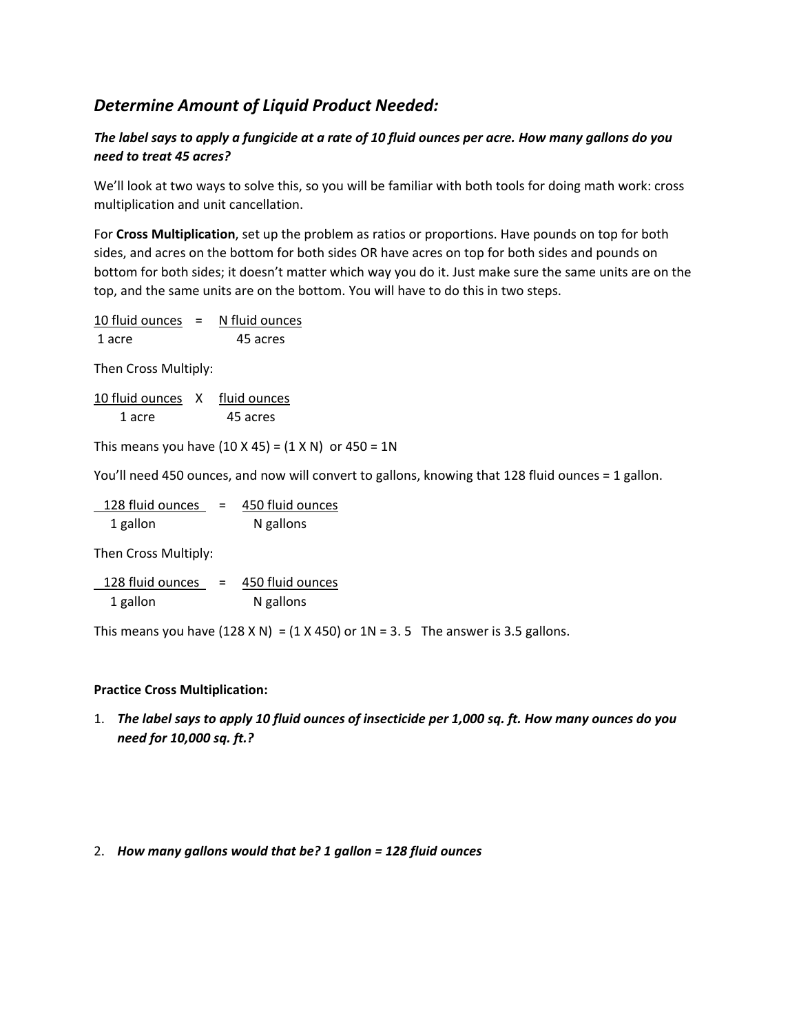## *Determine Amount of Liquid Product Needed:*

***The label says to apply a fungicide at a rate of 10 fluid ounces per acre. How many gallons do you need to treat 45 acres?***

We'll look at two ways to solve this, so you will be familiar with both tools for doing math work: cross multiplication and unit cancellation.

For **Cross Multiplication**, set up the problem as ratios or proportions. Have pounds on top for both sides, and acres on the bottom for both sides OR have acres on top for both sides and pounds on bottom for both sides; it doesn't matter which way you do it. Just make sure the same units are on the top, and the same units are on the bottom. You will have to do this in two steps.

$$\frac{10 \text{ fluid ounces}}{1 \text{ acre}} = \frac{N \text{ fluid ounces}}{45 \text{ acres}}$$

Then Cross Multiply:

$$\frac{10 \text{ fluid ounces}}{1 \text{ acre}} \times \frac{\text{fluid ounces}}{45 \text{ acres}}$$

This means you have (10 X 45) = (1 X N) or 450 = 1N

You'll need 450 ounces, and now will convert to gallons, knowing that 128 fluid ounces = 1 gallon.

$$\frac{128 \text{ fluid ounces}}{1 \text{ gallon}} = \frac{450 \text{ fluid ounces}}{N \text{ gallons}}$$

Then Cross Multiply:

$$\frac{128 \text{ fluid ounces}}{1 \text{ gallon}} = \frac{450 \text{ fluid ounces}}{N \text{ gallons}}$$

This means you have (128 X N) = (1 X 450) or 1N = 3. 5 The answer is 3.5 gallons.

**Practice Cross Multiplication:**

1. ***The label says to apply 10 fluid ounces of insecticide per 1,000 sq. ft. How many ounces do you need for 10,000 sq. ft.?***

2. ***How many gallons would that be? 1 gallon = 128 fluid ounces***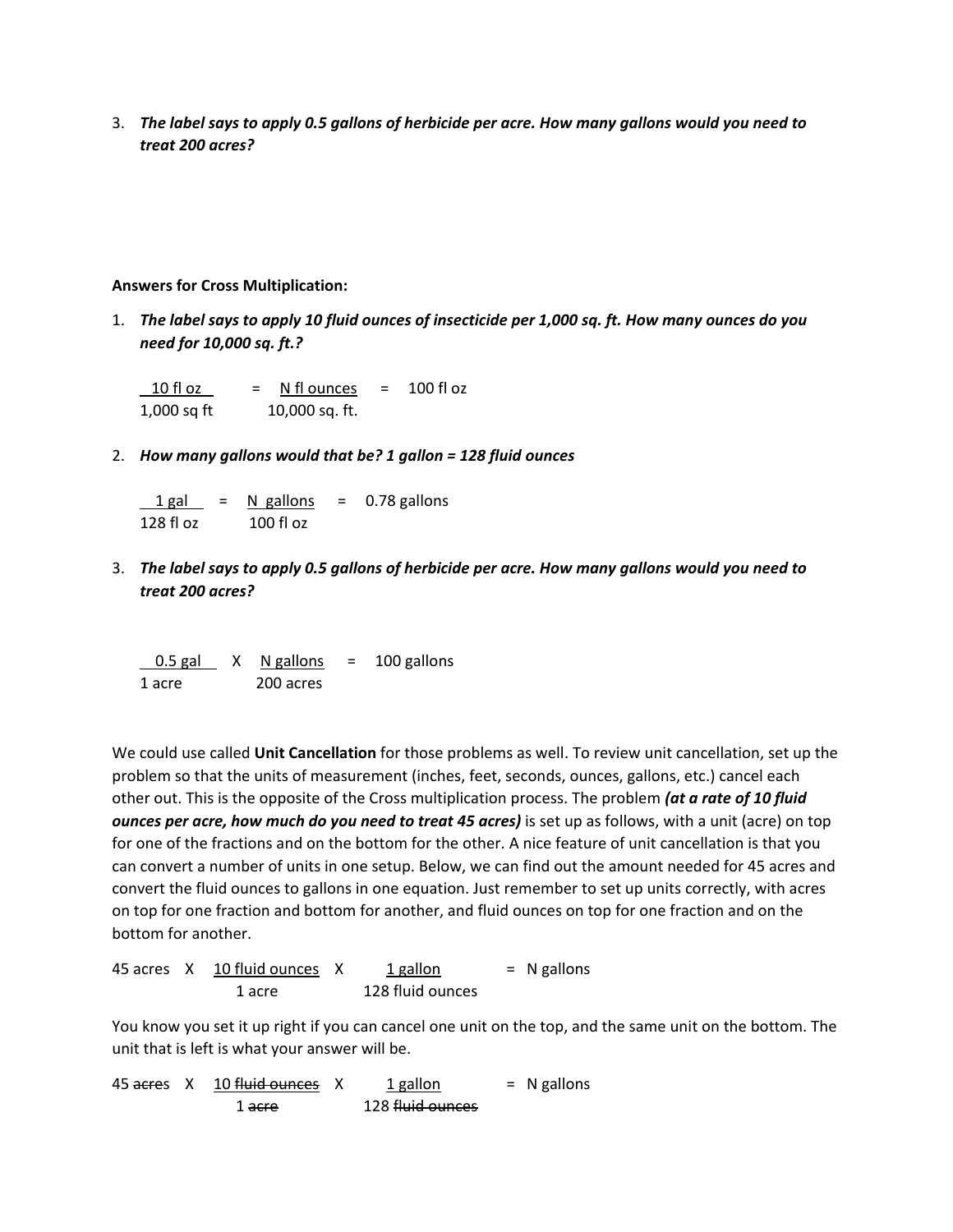3. ***The label says to apply 0.5 gallons of herbicide per acre. How many gallons would you need to treat 200 acres?***

**Answers for Cross Multiplication:**

1. ***The label says to apply 10 fluid ounces of insecticide per 1,000 sq. ft. How many ounces do you need for 10,000 sq. ft.?***

$$\frac{10 \text{ fl oz}}{1{,}000 \text{ sq ft}} = \frac{N \text{ fl ounces}}{10{,}000 \text{ sq. ft.}} = 100 \text{ fl oz}$$

2. ***How many gallons would that be? 1 gallon = 128 fluid ounces***

$$\frac{1 \text{ gal}}{128 \text{ fl oz}} = \frac{N \text{ gallons}}{100 \text{ fl oz}} = 0.78 \text{ gallons}$$

3. ***The label says to apply 0.5 gallons of herbicide per acre. How many gallons would you need to treat 200 acres?***

$$\frac{0.5 \text{ gal}}{1 \text{ acre}} \times \frac{N \text{ gallons}}{200 \text{ acres}} = 100 \text{ gallons}$$

We could use called **Unit Cancellation** for those problems as well. To review unit cancellation, set up the problem so that the units of measurement (inches, feet, seconds, ounces, gallons, etc.) cancel each other out. This is the opposite of the Cross multiplication process. The problem ***(at a rate of 10 fluid ounces per acre, how much do you need to treat 45 acres)*** is set up as follows, with a unit (acre) on top for one of the fractions and on the bottom for the other. A nice feature of unit cancellation is that you can convert a number of units in one setup. Below, we can find out the amount needed for 45 acres and convert the fluid ounces to gallons in one equation. Just remember to set up units correctly, with acres on top for one fraction and bottom for another, and fluid ounces on top for one fraction and on the bottom for another.

$$45 \text{ acres} \times \frac{10 \text{ fluid ounces}}{1 \text{ acre}} \times \frac{1 \text{ gallon}}{128 \text{ fluid ounces}} = N \text{ gallons}$$

You know you set it up right if you can cancel one unit on the top, and the same unit on the bottom. The unit that is left is what your answer will be.

$$45 \text{ \sout{acres}} \times \frac{10 \text{ \sout{fluid ounces}}}{1 \text{ \sout{acre}}} \times \frac{1 \text{ gallon}}{128 \text{ \sout{fluid ounces}}} = N \text{ gallons}$$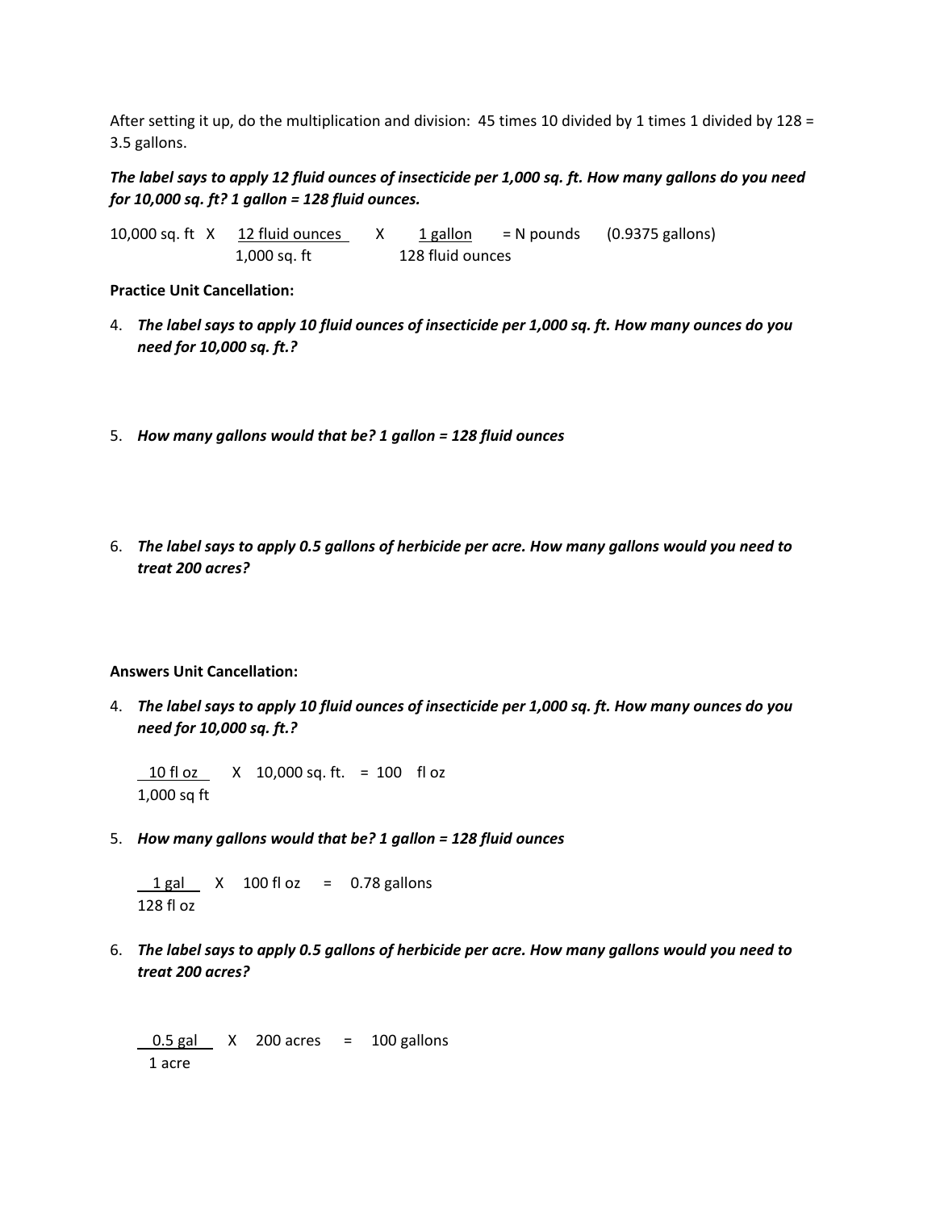After setting it up, do the multiplication and division: 45 times 10 divided by 1 times 1 divided by 128 = 3.5 gallons.

***The label says to apply 12 fluid ounces of insecticide per 1,000 sq. ft. How many gallons do you need for 10,000 sq. ft? 1 gallon = 128 fluid ounces.***

$$10{,}000 \text{ sq. ft} \times \frac{12 \text{ fluid ounces}}{1{,}000 \text{ sq. ft}} \times \frac{1 \text{ gallon}}{128 \text{ fluid ounces}} = \text{N pounds} \quad (0.9375 \text{ gallons})$$

**Practice Unit Cancellation:**

4. ***The label says to apply 10 fluid ounces of insecticide per 1,000 sq. ft. How many ounces do you need for 10,000 sq. ft.?***

5. ***How many gallons would that be? 1 gallon = 128 fluid ounces***

6. ***The label says to apply 0.5 gallons of herbicide per acre. How many gallons would you need to treat 200 acres?***

**Answers Unit Cancellation:**

4. ***The label says to apply 10 fluid ounces of insecticide per 1,000 sq. ft. How many ounces do you need for 10,000 sq. ft.?***

   $$\frac{10 \text{ fl oz}}{1{,}000 \text{ sq ft}} \times 10{,}000 \text{ sq. ft.} = 100 \text{ fl oz}$$

5. ***How many gallons would that be? 1 gallon = 128 fluid ounces***

   $$\frac{1 \text{ gal}}{128 \text{ fl oz}} \times 100 \text{ fl oz} = 0.78 \text{ gallons}$$

6. ***The label says to apply 0.5 gallons of herbicide per acre. How many gallons would you need to treat 200 acres?***

   $$\frac{0.5 \text{ gal}}{1 \text{ acre}} \times 200 \text{ acres} = 100 \text{ gallons}$$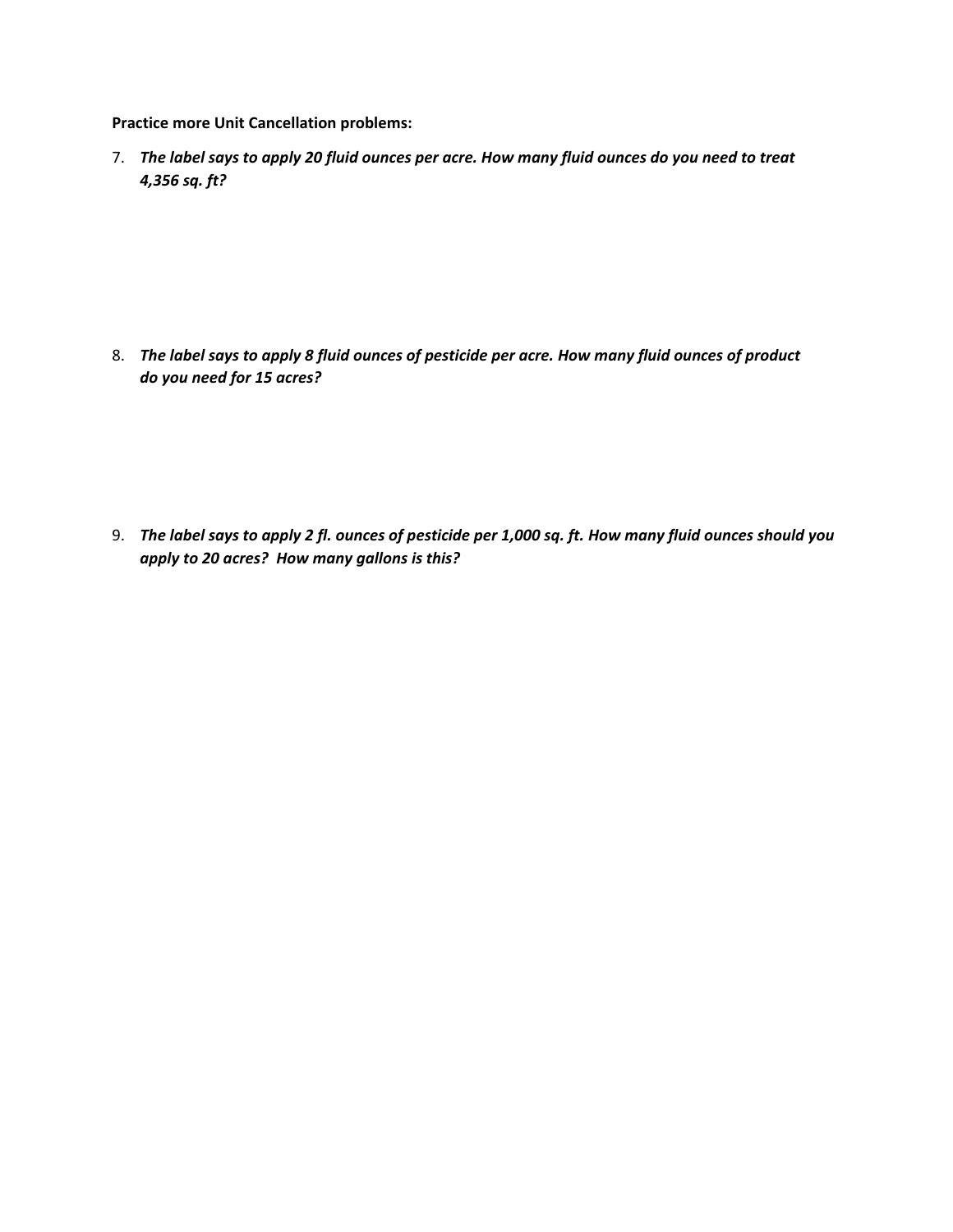**Practice more Unit Cancellation problems:**

7. ***The label says to apply 20 fluid ounces per acre. How many fluid ounces do you need to treat 4,356 sq. ft?***

8. ***The label says to apply 8 fluid ounces of pesticide per acre. How many fluid ounces of product do you need for 15 acres?***

9. ***The label says to apply 2 fl. ounces of pesticide per 1,000 sq. ft. How many fluid ounces should you apply to 20 acres? How many gallons is this?***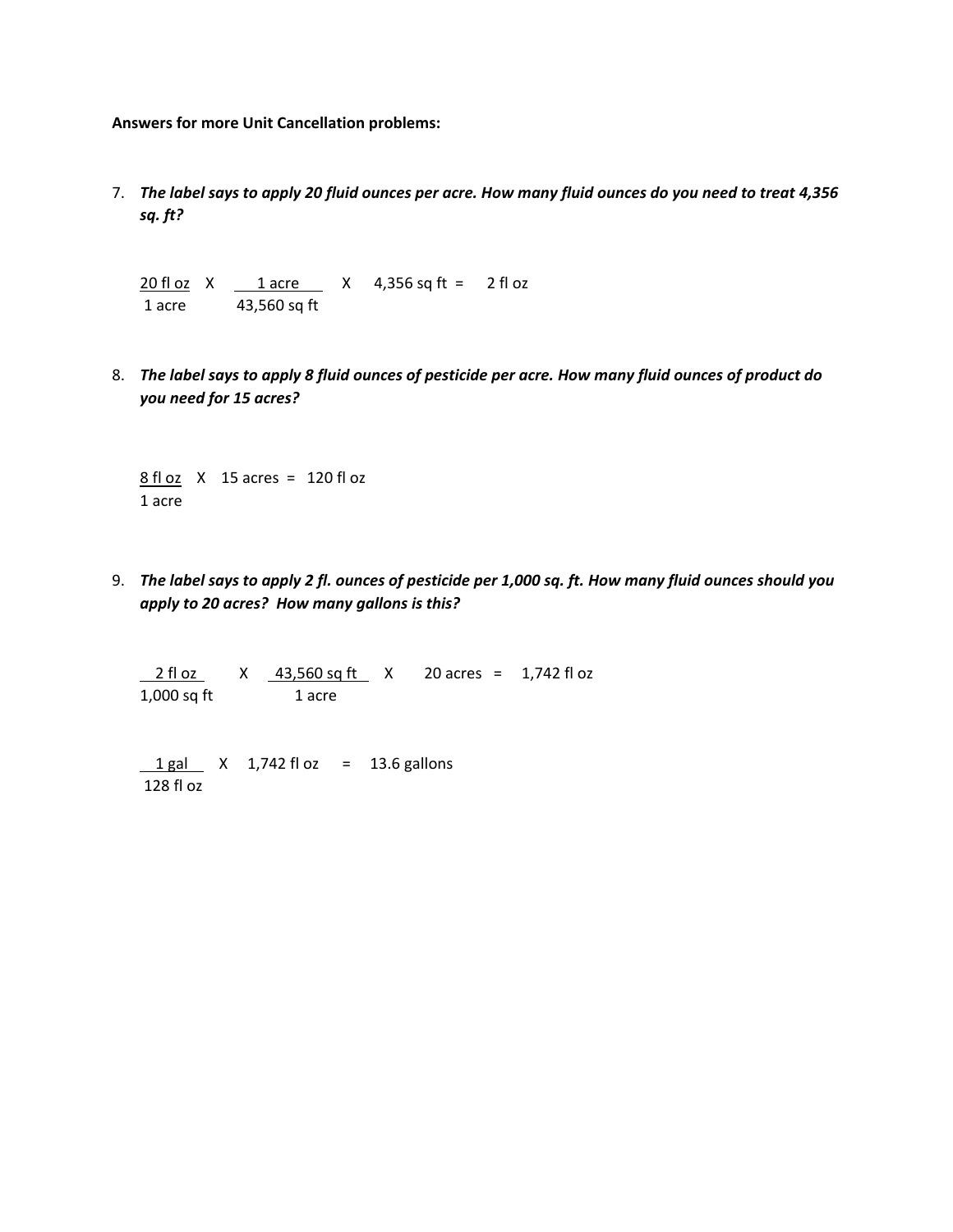**Answers for more Unit Cancellation problems:**

7. ***The label says to apply 20 fluid ounces per acre. How many fluid ounces do you need to treat 4,356 sq. ft?***

$$\frac{20 \text{ fl oz}}{1 \text{ acre}} \quad X \quad \frac{1 \text{ acre}}{43{,}560 \text{ sq ft}} \quad X \quad 4{,}356 \text{ sq ft} = \quad 2 \text{ fl oz}$$

8. ***The label says to apply 8 fluid ounces of pesticide per acre. How many fluid ounces of product do you need for 15 acres?***

$$\frac{8 \text{ fl oz}}{1 \text{ acre}} \quad X \quad 15 \text{ acres} = 120 \text{ fl oz}$$

9. ***The label says to apply 2 fl. ounces of pesticide per 1,000 sq. ft. How many fluid ounces should you apply to 20 acres? How many gallons is this?***

$$\frac{2 \text{ fl oz}}{1{,}000 \text{ sq ft}} \quad X \quad \frac{43{,}560 \text{ sq ft}}{1 \text{ acre}} \quad X \quad 20 \text{ acres} = 1{,}742 \text{ fl oz}$$

$$\frac{1 \text{ gal}}{128 \text{ fl oz}} \quad X \quad 1{,}742 \text{ fl oz} = 13.6 \text{ gallons}$$